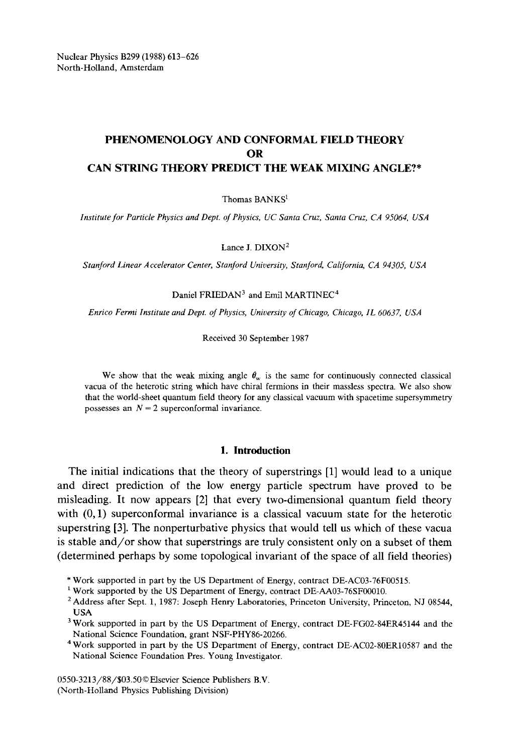Nuclear Physics B299 (1988) 613–626
North-Holland, Amsterdam

# PHENOMENOLOGY AND CONFORMAL FIELD THEORY OR CAN STRING THEORY PREDICT THE WEAK MIXING ANGLE?*

Thomas BANKS[1]

*Institute for Particle Physics and Dept. of Physics, UC Santa Cruz, Santa Cruz, CA 95064, USA*

Lance J. DIXON[2]

*Stanford Linear Accelerator Center, Stanford University, Stanford, California, CA 94305, USA*

Daniel FRIEDAN[3] and Emil MARTINEC[4]

*Enrico Fermi Institute and Dept. of Physics, University of Chicago, Chicago, IL 60637, USA*

Received 30 September 1987

We show that the weak mixing angle $\theta_w$ is the same for continuously connected classical vacua of the heterotic string which have chiral fermions in their massless spectra. We also show that the world-sheet quantum field theory for any classical vacuum with spacetime supersymmetry possesses an $N = 2$ superconformal invariance.

## 1. Introduction

The initial indications that the theory of superstrings [1] would lead to a unique and direct prediction of the low energy particle spectrum have proved to be misleading. It now appears [2] that every two-dimensional quantum field theory with $(0, 1)$ superconformal invariance is a classical vacuum state for the heterotic superstring [3]. The nonperturbative physics that would tell us which of these vacua is stable and/or show that superstrings are truly consistent only on a subset of them (determined perhaps by some topological invariant of the space of all field theories)

---

* Work supported in part by the US Department of Energy, contract DE-AC03-76F00515.

[1] Work supported by the US Department of Energy, contract DE-AA03-76SF00010.

[2] Address after Sept. 1, 1987: Joseph Henry Laboratories, Princeton University, Princeton, NJ 08544, USA

[3] Work supported in part by the US Department of Energy, contract DE-FG02-84ER45144 and the National Science Foundation, grant NSF-PHY86-20266.

[4] Work supported in part by the US Department of Energy, contract DE-AC02-80ER10587 and the National Science Foundation Pres. Young Investigator.

0550-3213/88/$03.50 © Elsevier Science Publishers B.V.
(North-Holland Physics Publishing Division)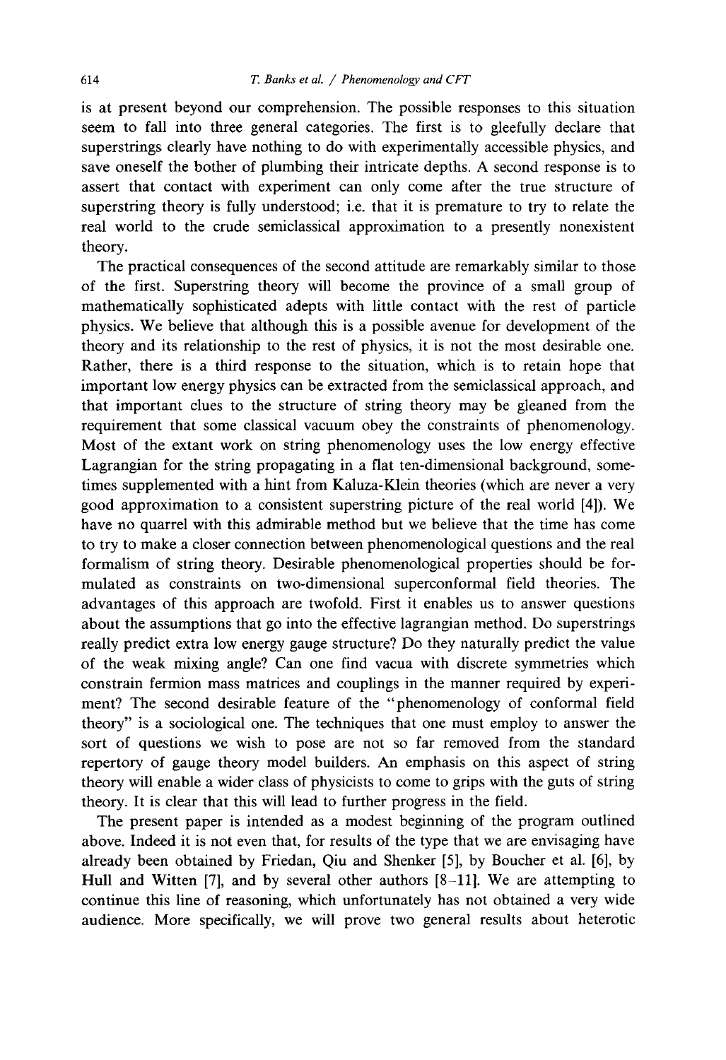is at present beyond our comprehension. The possible responses to this situation seem to fall into three general categories. The first is to gleefully declare that superstrings clearly have nothing to do with experimentally accessible physics, and save oneself the bother of plumbing their intricate depths. A second response is to assert that contact with experiment can only come after the true structure of superstring theory is fully understood; i.e. that it is premature to try to relate the real world to the crude semiclassical approximation to a presently nonexistent theory.

The practical consequences of the second attitude are remarkably similar to those of the first. Superstring theory will become the province of a small group of mathematically sophisticated adepts with little contact with the rest of particle physics. We believe that although this is a possible avenue for development of the theory and its relationship to the rest of physics, it is not the most desirable one. Rather, there is a third response to the situation, which is to retain hope that important low energy physics can be extracted from the semiclassical approach, and that important clues to the structure of string theory may be gleaned from the requirement that some classical vacuum obey the constraints of phenomenology. Most of the extant work on string phenomenology uses the low energy effective Lagrangian for the string propagating in a flat ten-dimensional background, sometimes supplemented with a hint from Kaluza-Klein theories (which are never a very good approximation to a consistent superstring picture of the real world [4]). We have no quarrel with this admirable method but we believe that the time has come to try to make a closer connection between phenomenological questions and the real formalism of string theory. Desirable phenomenological properties should be formulated as constraints on two-dimensional superconformal field theories. The advantages of this approach are twofold. First it enables us to answer questions about the assumptions that go into the effective lagrangian method. Do superstrings really predict extra low energy gauge structure? Do they naturally predict the value of the weak mixing angle? Can one find vacua with discrete symmetries which constrain fermion mass matrices and couplings in the manner required by experiment? The second desirable feature of the "phenomenology of conformal field theory" is a sociological one. The techniques that one must employ to answer the sort of questions we wish to pose are not so far removed from the standard repertory of gauge theory model builders. An emphasis on this aspect of string theory will enable a wider class of physicists to come to grips with the guts of string theory. It is clear that this will lead to further progress in the field.

The present paper is intended as a modest beginning of the program outlined above. Indeed it is not even that, for results of the type that we are envisaging have already been obtained by Friedan, Qiu and Shenker [5], by Boucher et al. [6], by Hull and Witten [7], and by several other authors [8–11]. We are attempting to continue this line of reasoning, which unfortunately has not obtained a very wide audience. More specifically, we will prove two general results about heterotic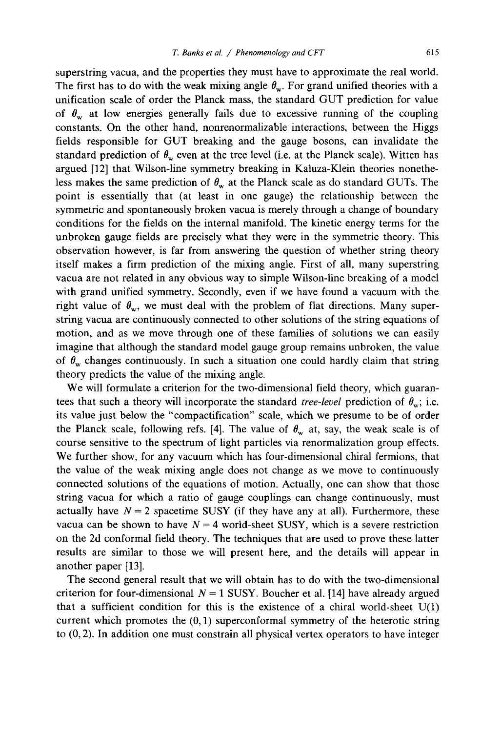superstring vacua, and the properties they must have to approximate the real world. The first has to do with the weak mixing angle $\theta_w$. For grand unified theories with a unification scale of order the Planck mass, the standard GUT prediction for value of $\theta_w$ at low energies generally fails due to excessive running of the coupling constants. On the other hand, nonrenormalizable interactions, between the Higgs fields responsible for GUT breaking and the gauge bosons, can invalidate the standard prediction of $\theta_w$ even at the tree level (i.e. at the Planck scale). Witten has argued [12] that Wilson-line symmetry breaking in Kaluza-Klein theories nonetheless makes the same prediction of $\theta_w$ at the Planck scale as do standard GUTs. The point is essentially that (at least in one gauge) the relationship between the symmetric and spontaneously broken vacua is merely through a change of boundary conditions for the fields on the internal manifold. The kinetic energy terms for the unbroken gauge fields are precisely what they were in the symmetric theory. This observation however, is far from answering the question of whether string theory itself makes a firm prediction of the mixing angle. First of all, many superstring vacua are not related in any obvious way to simple Wilson-line breaking of a model with grand unified symmetry. Secondly, even if we have found a vacuum with the right value of $\theta_w$, we must deal with the problem of flat directions. Many superstring vacua are continuously connected to other solutions of the string equations of motion, and as we move through one of these families of solutions we can easily imagine that although the standard model gauge group remains unbroken, the value of $\theta_w$ changes continuously. In such a situation one could hardly claim that string theory predicts the value of the mixing angle.

We will formulate a criterion for the two-dimensional field theory, which guarantees that such a theory will incorporate the standard *tree-level* prediction of $\theta_w$; i.e. its value just below the "compactification" scale, which we presume to be of order the Planck scale, following refs. [4]. The value of $\theta_w$ at, say, the weak scale is of course sensitive to the spectrum of light particles via renormalization group effects. We further show, for any vacuum which has four-dimensional chiral fermions, that the value of the weak mixing angle does not change as we move to continuously connected solutions of the equations of motion. Actually, one can show that those string vacua for which a ratio of gauge couplings can change continuously, must actually have $N=2$ spacetime SUSY (if they have any at all). Furthermore, these vacua can be shown to have $N=4$ world-sheet SUSY, which is a severe restriction on the 2d conformal field theory. The techniques that are used to prove these latter results are similar to those we will present here, and the details will appear in another paper [13].

The second general result that we will obtain has to do with the two-dimensional criterion for four-dimensional $N=1$ SUSY. Boucher et al. [14] have already argued that a sufficient condition for this is the existence of a chiral world-sheet U(1) current which promotes the $(0,1)$ superconformal symmetry of the heterotic string to $(0,2)$. In addition one must constrain all physical vertex operators to have integer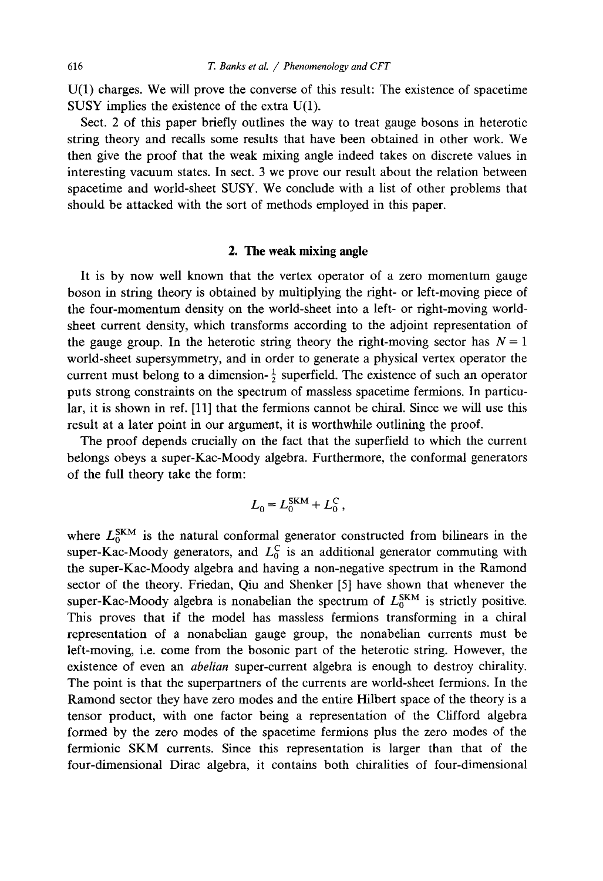U(1) charges. We will prove the converse of this result: The existence of spacetime SUSY implies the existence of the extra U(1).

Sect. 2 of this paper briefly outlines the way to treat gauge bosons in heterotic string theory and recalls some results that have been obtained in other work. We then give the proof that the weak mixing angle indeed takes on discrete values in interesting vacuum states. In sect. 3 we prove our result about the relation between spacetime and world-sheet SUSY. We conclude with a list of other problems that should be attacked with the sort of methods employed in this paper.

## 2. The weak mixing angle

It is by now well known that the vertex operator of a zero momentum gauge boson in string theory is obtained by multiplying the right- or left-moving piece of the four-momentum density on the world-sheet into a left- or right-moving world-sheet current density, which transforms according to the adjoint representation of the gauge group. In the heterotic string theory the right-moving sector has $N=1$ world-sheet supersymmetry, and in order to generate a physical vertex operator the current must belong to a dimension-$\frac{1}{2}$ superfield. The existence of such an operator puts strong constraints on the spectrum of massless spacetime fermions. In particular, it is shown in ref. [11] that the fermions cannot be chiral. Since we will use this result at a later point in our argument, it is worthwhile outlining the proof.

The proof depends crucially on the fact that the superfield to which the current belongs obeys a super-Kac-Moody algebra. Furthermore, the conformal generators of the full theory take the form:

$$L_0 = L_0^{\mathrm{SKM}} + L_0^{\mathrm{C}},$$

where $L_0^{\mathrm{SKM}}$ is the natural conformal generator constructed from bilinears in the super-Kac-Moody generators, and $L_0^{\mathrm{C}}$ is an additional generator commuting with the super-Kac-Moody algebra and having a non-negative spectrum in the Ramond sector of the theory. Friedan, Qiu and Shenker [5] have shown that whenever the super-Kac-Moody algebra is nonabelian the spectrum of $L_0^{\mathrm{SKM}}$ is strictly positive. This proves that if the model has massless fermions transforming in a chiral representation of a nonabelian gauge group, the nonabelian currents must be left-moving, i.e. come from the bosonic part of the heterotic string. However, the existence of even an *abelian* super-current algebra is enough to destroy chirality. The point is that the superpartners of the currents are world-sheet fermions. In the Ramond sector they have zero modes and the entire Hilbert space of the theory is a tensor product, with one factor being a representation of the Clifford algebra formed by the zero modes of the spacetime fermions plus the zero modes of the fermionic SKM currents. Since this representation is larger than that of the four-dimensional Dirac algebra, it contains both chiralities of four-dimensional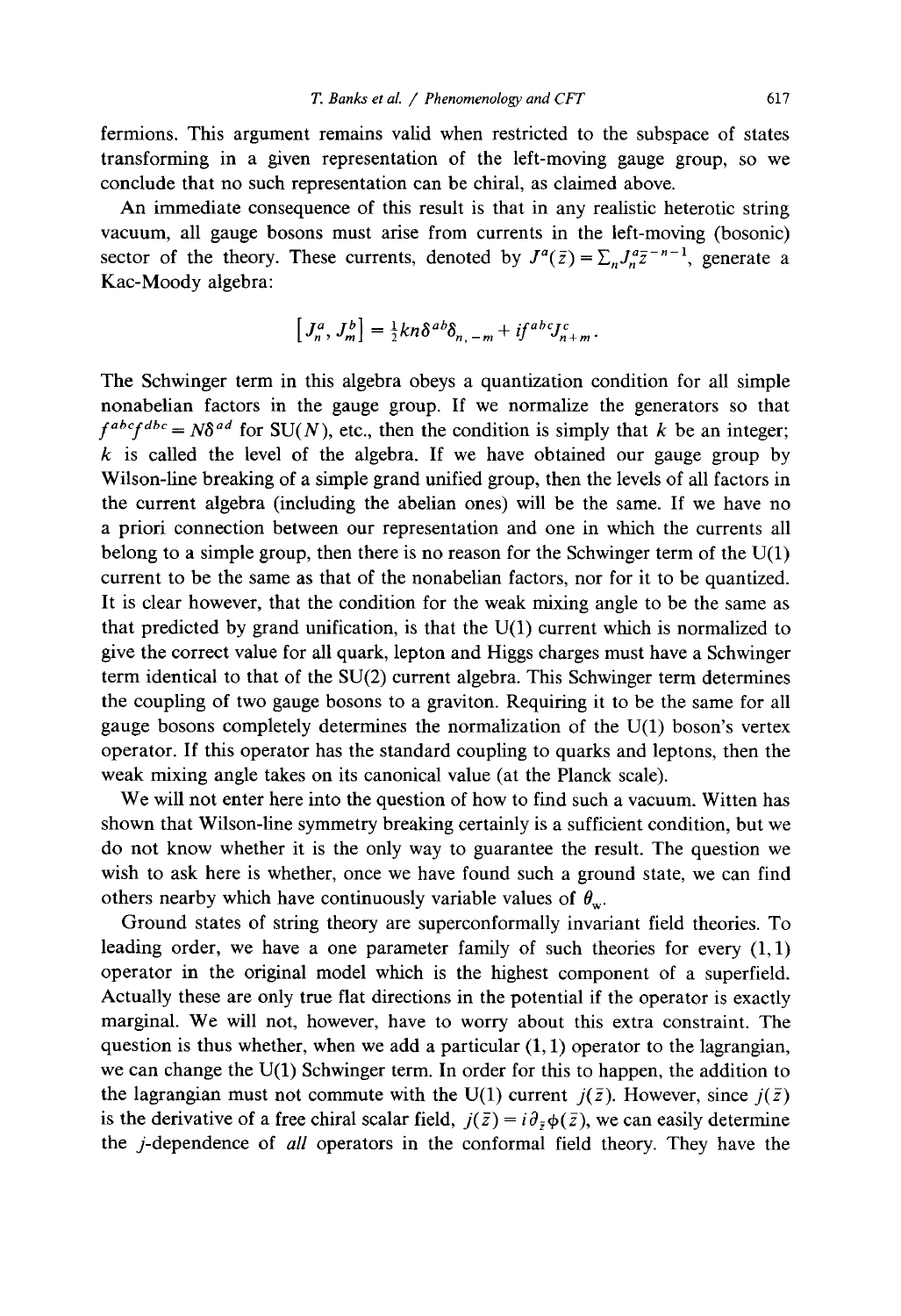fermions. This argument remains valid when restricted to the subspace of states transforming in a given representation of the left-moving gauge group, so we conclude that no such representation can be chiral, as claimed above.

An immediate consequence of this result is that in any realistic heterotic string vacuum, all gauge bosons must arise from currents in the left-moving (bosonic) sector of the theory. These currents, denoted by $J^a(\bar{z}) = \sum_n J^a_n \bar{z}^{-n-1}$, generate a Kac-Moody algebra:

$$[J^a_n, J^b_m] = \tfrac{1}{2} k n \delta^{ab} \delta_{n,-m} + i f^{abc} J^c_{n+m}.$$

The Schwinger term in this algebra obeys a quantization condition for all simple nonabelian factors in the gauge group. If we normalize the generators so that $f^{abc} f^{dbc} = N \delta^{ad}$ for SU($N$), etc., then the condition is simply that $k$ be an integer; $k$ is called the level of the algebra. If we have obtained our gauge group by Wilson-line breaking of a simple grand unified group, then the levels of all factors in the current algebra (including the abelian ones) will be the same. If we have no a priori connection between our representation and one in which the currents all belong to a simple group, then there is no reason for the Schwinger term of the U(1) current to be the same as that of the nonabelian factors, nor for it to be quantized. It is clear however, that the condition for the weak mixing angle to be the same as that predicted by grand unification, is that the U(1) current which is normalized to give the correct value for all quark, lepton and Higgs charges must have a Schwinger term identical to that of the SU(2) current algebra. This Schwinger term determines the coupling of two gauge bosons to a graviton. Requiring it to be the same for all gauge bosons completely determines the normalization of the U(1) boson's vertex operator. If this operator has the standard coupling to quarks and leptons, then the weak mixing angle takes on its canonical value (at the Planck scale).

We will not enter here into the question of how to find such a vacuum. Witten has shown that Wilson-line symmetry breaking certainly is a sufficient condition, but we do not know whether it is the only way to guarantee the result. The question we wish to ask here is whether, once we have found such a ground state, we can find others nearby which have continuously variable values of $\theta_{\mathrm{w}}$.

Ground states of string theory are superconformally invariant field theories. To leading order, we have a one parameter family of such theories for every (1, 1) operator in the original model which is the highest component of a superfield. Actually these are only true flat directions in the potential if the operator is exactly marginal. We will not, however, have to worry about this extra constraint. The question is thus whether, when we add a particular (1, 1) operator to the lagrangian, we can change the U(1) Schwinger term. In order for this to happen, the addition to the lagrangian must not commute with the U(1) current $j(\bar{z})$. However, since $j(\bar{z})$ is the derivative of a free chiral scalar field, $j(\bar{z}) = i\partial_{\bar{z}}\phi(\bar{z})$, we can easily determine the $j$-dependence of *all* operators in the conformal field theory. They have the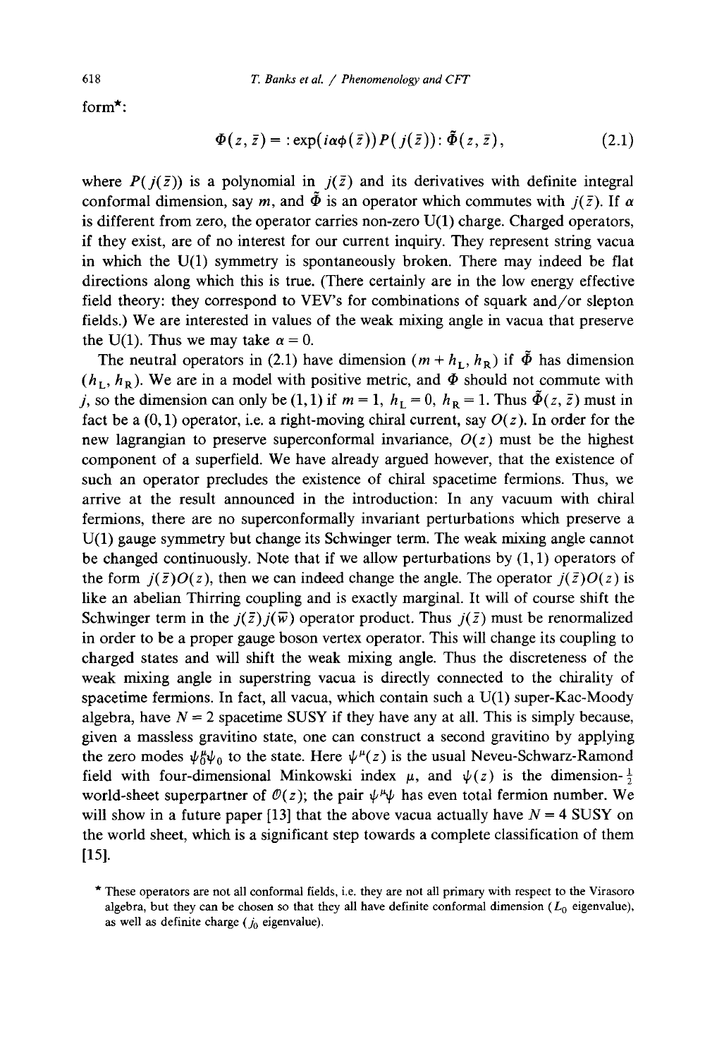form*:

$$\Phi(z,\bar{z}) = :\exp(i\alpha\phi(\bar{z}))P(j(\bar{z})): \tilde{\Phi}(z,\bar{z}), \tag{2.1}$$

where $P(j(\bar{z}))$ is a polynomial in $j(\bar{z})$ and its derivatives with definite integral conformal dimension, say $m$, and $\tilde{\Phi}$ is an operator which commutes with $j(\bar{z})$. If $\alpha$ is different from zero, the operator carries non-zero U(1) charge. Charged operators, if they exist, are of no interest for our current inquiry. They represent string vacua in which the U(1) symmetry is spontaneously broken. There may indeed be flat directions along which this is true. (There certainly are in the low energy effective field theory: they correspond to VEV's for combinations of squark and/or slepton fields.) We are interested in values of the weak mixing angle in vacua that preserve the U(1). Thus we may take $\alpha = 0$.

The neutral operators in (2.1) have dimension $(m + h_{\mathrm{L}}, h_{\mathrm{R}})$ if $\tilde{\Phi}$ has dimension $(h_{\mathrm{L}}, h_{\mathrm{R}})$. We are in a model with positive metric, and $\Phi$ should not commute with $j$, so the dimension can only be $(1,1)$ if $m = 1$, $h_{\mathrm{L}} = 0$, $h_{\mathrm{R}} = 1$. Thus $\tilde{\Phi}(z,\bar{z})$ must in fact be a $(0,1)$ operator, i.e. a right-moving chiral current, say $O(z)$. In order for the new lagrangian to preserve superconformal invariance, $O(z)$ must be the highest component of a superfield. We have already argued however, that the existence of such an operator precludes the existence of chiral spacetime fermions. Thus, we arrive at the result announced in the introduction: In any vacuum with chiral fermions, there are no superconformally invariant perturbations which preserve a U(1) gauge symmetry but change its Schwinger term. The weak mixing angle cannot be changed continuously. Note that if we allow perturbations by $(1,1)$ operators of the form $j(\bar{z})O(z)$, then we can indeed change the angle. The operator $j(\bar{z})O(z)$ is like an abelian Thirring coupling and is exactly marginal. It will of course shift the Schwinger term in the $j(\bar{z})j(\bar{w})$ operator product. Thus $j(\bar{z})$ must be renormalized in order to be a proper gauge boson vertex operator. This will change its coupling to charged states and will shift the weak mixing angle. Thus the discreteness of the weak mixing angle in superstring vacua is directly connected to the chirality of spacetime fermions. In fact, all vacua, which contain such a U(1) super-Kac-Moody algebra, have $N = 2$ spacetime SUSY if they have any at all. This is simply because, given a massless gravitino state, one can construct a second gravitino by applying the zero modes $\psi_0^{\mu}\psi_0$ to the state. Here $\psi^{\mu}(z)$ is the usual Neveu-Schwarz-Ramond field with four-dimensional Minkowski index $\mu$, and $\psi(z)$ is the dimension-$\frac{1}{2}$ world-sheet superpartner of $\mathcal{O}(z)$; the pair $\psi^{\mu}\psi$ has even total fermion number. We will show in a future paper [13] that the above vacua actually have $N = 4$ SUSY on the world sheet, which is a significant step towards a complete classification of them [15].

* These operators are not all conformal fields, i.e. they are not all primary with respect to the Virasoro algebra, but they can be chosen so that they all have definite conformal dimension ($L_0$ eigenvalue), as well as definite charge ($j_0$ eigenvalue).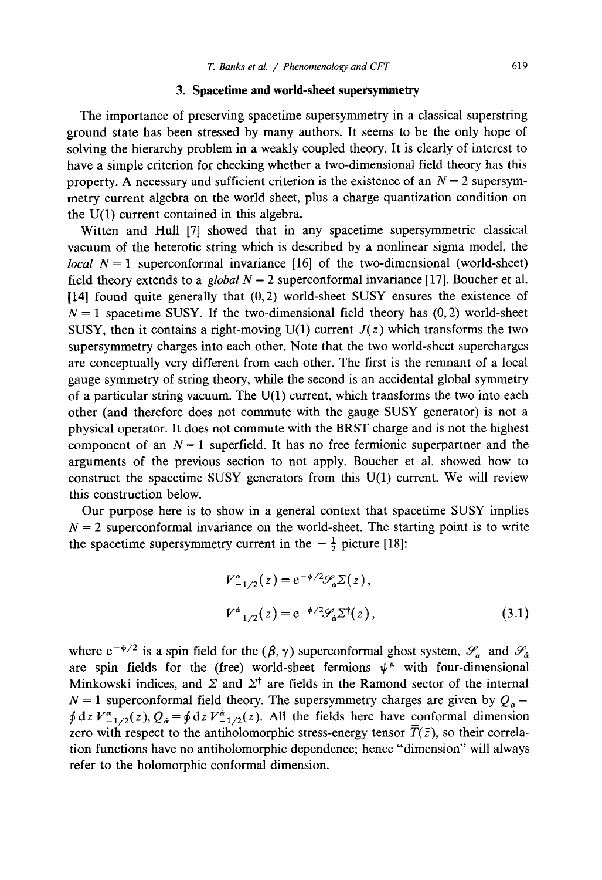## 3. Spacetime and world-sheet supersymmetry

The importance of preserving spacetime supersymmetry in a classical superstring ground state has been stressed by many authors. It seems to be the only hope of solving the hierarchy problem in a weakly coupled theory. It is clearly of interest to have a simple criterion for checking whether a two-dimensional field theory has this property. A necessary and sufficient criterion is the existence of an $N = 2$ supersymmetry current algebra on the world sheet, plus a charge quantization condition on the U(1) current contained in this algebra.

Witten and Hull [7] showed that in any spacetime supersymmetric classical vacuum of the heterotic string which is described by a nonlinear sigma model, the *local* $N = 1$ superconformal invariance [16] of the two-dimensional (world-sheet) field theory extends to a *global* $N = 2$ superconformal invariance [17]. Boucher et al. [14] found quite generally that (0,2) world-sheet SUSY ensures the existence of $N = 1$ spacetime SUSY. If the two-dimensional field theory has (0,2) world-sheet SUSY, then it contains a right-moving U(1) current $J(z)$ which transforms the two supersymmetry charges into each other. Note that the two world-sheet supercharges are conceptually very different from each other. The first is the remnant of a local gauge symmetry of string theory, while the second is an accidental global symmetry of a particular string vacuum. The U(1) current, which transforms the two into each other (and therefore does not commute with the gauge SUSY generator) is not a physical operator. It does not commute with the BRST charge and is not the highest component of an $N = 1$ superfield. It has no free fermionic superpartner and the arguments of the previous section to not apply. Boucher et al. showed how to construct the spacetime SUSY generators from this U(1) current. We will review this construction below.

Our purpose here is to show in a general context that spacetime SUSY implies $N = 2$ superconformal invariance on the world-sheet. The starting point is to write the spacetime supersymmetry current in the $-\frac{1}{2}$ picture [18]:

$$V^{\alpha}_{-1/2}(z) = e^{-\phi/2}\mathcal{S}_{\alpha}\Sigma(z),$$

$$V^{\dot{\alpha}}_{-1/2}(z) = e^{-\phi/2}\mathcal{S}_{\dot{\alpha}}\Sigma^{\dagger}(z), \tag{3.1}$$

where $e^{-\phi/2}$ is a spin field for the $(\beta, \gamma)$ superconformal ghost system, $\mathcal{S}_{\alpha}$ and $\mathcal{S}_{\dot{\alpha}}$ are spin fields for the (free) world-sheet fermions $\psi^{\mu}$ with four-dimensional Minkowski indices, and $\Sigma$ and $\Sigma^{\dagger}$ are fields in the Ramond sector of the internal $N = 1$ superconformal field theory. The supersymmetry charges are given by $Q_{\alpha} = \oint \mathrm{d}z\, V^{\alpha}_{-1/2}(z)$, $Q_{\dot{\alpha}} = \oint \mathrm{d}z\, V^{\dot{\alpha}}_{-1/2}(z)$. All the fields here have conformal dimension zero with respect to the antiholomorphic stress-energy tensor $\overline{T}(\bar{z})$, so their correlation functions have no antiholomorphic dependence; hence "dimension" will always refer to the holomorphic conformal dimension.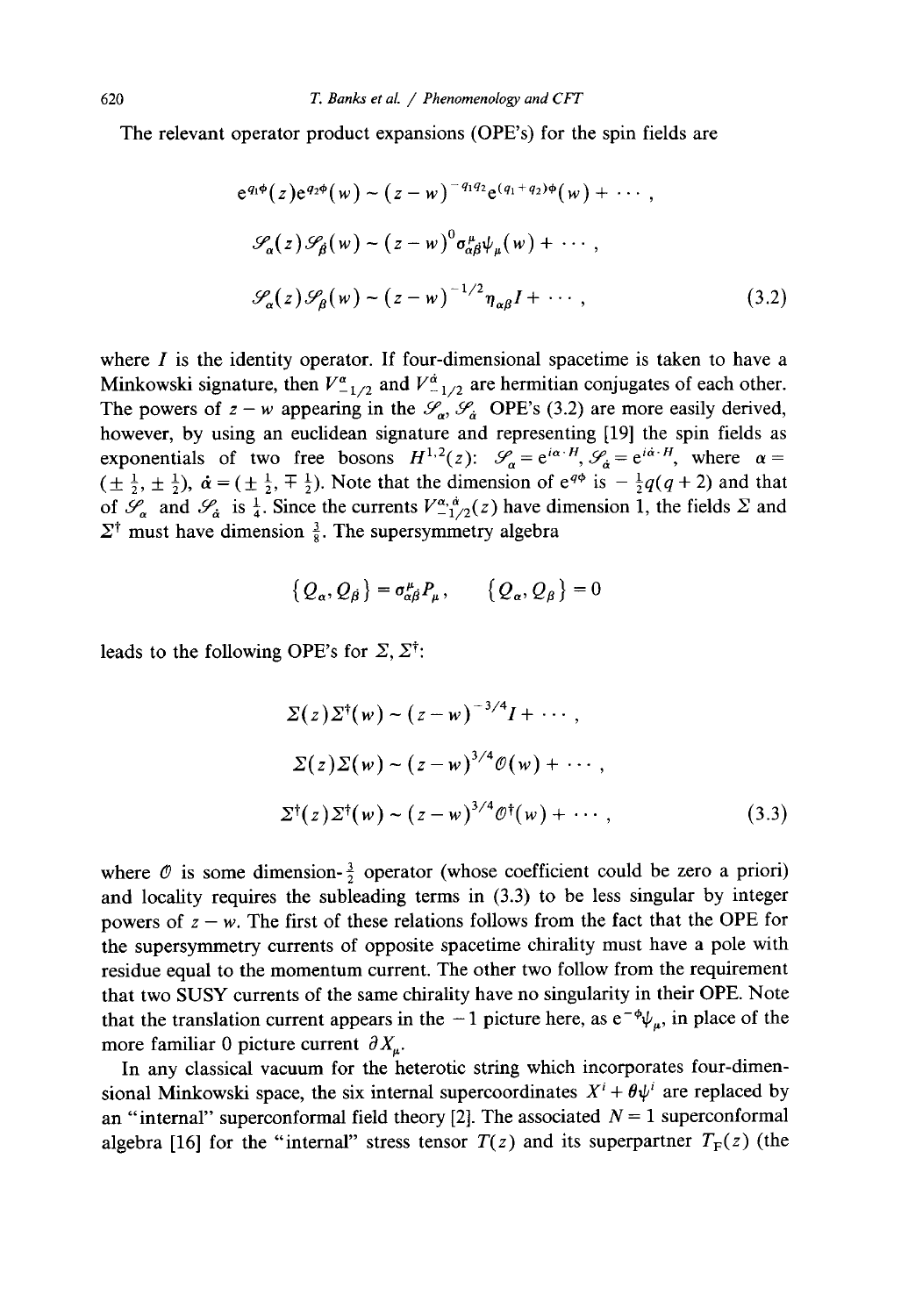The relevant operator product expansions (OPE's) for the spin fields are

$$
\begin{aligned}
e^{q_1\phi}(z)e^{q_2\phi}(w) &\sim (z-w)^{-q_1 q_2} e^{(q_1+q_2)\phi}(w) + \cdots , \\
\mathscr{S}_\alpha(z)\mathscr{S}_{\dot\beta}(w) &\sim (z-w)^0 \sigma^\mu_{\alpha\dot\beta}\psi_\mu(w) + \cdots , \\
\mathscr{S}_\alpha(z)\mathscr{S}_\beta(w) &\sim (z-w)^{-1/2}\eta_{\alpha\beta} I + \cdots ,
\end{aligned} \tag{3.2}
$$

where $I$ is the identity operator. If four-dimensional spacetime is taken to have a Minkowski signature, then $V^\alpha_{-1/2}$ and $V^{\dot\alpha}_{-1/2}$ are hermitian conjugates of each other. The powers of $z-w$ appearing in the $\mathscr{S}_\alpha$, $\mathscr{S}_{\dot\alpha}$ OPE's (3.2) are more easily derived, however, by using an euclidean signature and representing [19] the spin fields as exponentials of two free bosons $H^{1,2}(z)$: $\mathscr{S}_\alpha = e^{i\alpha\cdot H}$, $\mathscr{S}_{\dot\alpha} = e^{i\dot\alpha\cdot H}$, where $\alpha = (\pm\frac{1}{2}, \pm\frac{1}{2})$, $\dot\alpha = (\pm\frac{1}{2}, \mp\frac{1}{2})$. Note that the dimension of $e^{q\phi}$ is $-\frac{1}{2}q(q+2)$ and that of $\mathscr{S}_\alpha$ and $\mathscr{S}_{\dot\alpha}$ is $\frac{1}{4}$. Since the currents $V^{\alpha,\dot\alpha}_{-1/2}(z)$ have dimension 1, the fields $\Sigma$ and $\Sigma^\dagger$ must have dimension $\frac{3}{8}$. The supersymmetry algebra

$$
\{Q_\alpha, Q_{\dot\beta}\} = \sigma^\mu_{\alpha\dot\beta}P_\mu, \qquad \{Q_\alpha, Q_\beta\} = 0
$$

leads to the following OPE's for $\Sigma$, $\Sigma^\dagger$:

$$
\begin{aligned}
\Sigma(z)\Sigma^\dagger(w) &\sim (z-w)^{-3/4} I + \cdots , \\
\Sigma(z)\Sigma(w) &\sim (z-w)^{3/4}\mathscr{O}(w) + \cdots , \\
\Sigma^\dagger(z)\Sigma^\dagger(w) &\sim (z-w)^{3/4}\mathscr{O}^\dagger(w) + \cdots ,
\end{aligned} \tag{3.3}
$$

where $\mathscr{O}$ is some dimension-$\frac{3}{2}$ operator (whose coefficient could be zero a priori) and locality requires the subleading terms in (3.3) to be less singular by integer powers of $z-w$. The first of these relations follows from the fact that the OPE for the supersymmetry currents of opposite spacetime chirality must have a pole with residue equal to the momentum current. The other two follow from the requirement that two SUSY currents of the same chirality have no singularity in their OPE. Note that the translation current appears in the $-1$ picture here, as $e^{-\phi}\psi_\mu$, in place of the more familiar 0 picture current $\partial X_\mu$.

In any classical vacuum for the heterotic string which incorporates four-dimensional Minkowski space, the six internal supercoordinates $X^i + \theta\psi^i$ are replaced by an "internal" superconformal field theory [2]. The associated $N=1$ superconformal algebra [16] for the "internal" stress tensor $T(z)$ and its superpartner $T_F(z)$ (the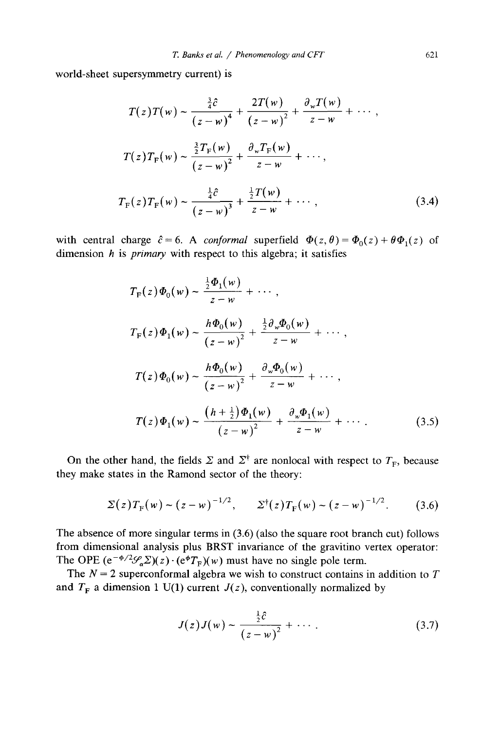world-sheet supersymmetry current) is

$$
\begin{aligned}
T(z)T(w) &\sim \frac{\frac{3}{4}\hat{c}}{(z-w)^4} + \frac{2T(w)}{(z-w)^2} + \frac{\partial_w T(w)}{z-w} + \cdots , \\
T(z)T_{\mathrm{F}}(w) &\sim \frac{\frac{3}{2}T_{\mathrm{F}}(w)}{(z-w)^2} + \frac{\partial_w T_{\mathrm{F}}(w)}{z-w} + \cdots , \\
T_{\mathrm{F}}(z)T_{\mathrm{F}}(w) &\sim \frac{\frac{1}{4}\hat{c}}{(z-w)^3} + \frac{\frac{1}{2}T(w)}{z-w} + \cdots ,
\end{aligned}
\tag{3.4}
$$

with central charge $\hat{c} = 6$. A *conformal* superfield $\Phi(z,\theta) = \Phi_0(z) + \theta\Phi_1(z)$ of dimension $h$ is *primary* with respect to this algebra; it satisfies

$$
\begin{aligned}
T_{\mathrm{F}}(z)\Phi_0(w) &\sim \frac{\frac{1}{2}\Phi_1(w)}{z-w} + \cdots , \\
T_{\mathrm{F}}(z)\Phi_1(w) &\sim \frac{h\Phi_0(w)}{(z-w)^2} + \frac{\frac{1}{2}\partial_w\Phi_0(w)}{z-w} + \cdots , \\
T(z)\Phi_0(w) &\sim \frac{h\Phi_0(w)}{(z-w)^2} + \frac{\partial_w\Phi_0(w)}{z-w} + \cdots , \\
T(z)\Phi_1(w) &\sim \frac{(h+\frac{1}{2})\Phi_1(w)}{(z-w)^2} + \frac{\partial_w\Phi_1(w)}{z-w} + \cdots .
\end{aligned}
\tag{3.5}
$$

On the other hand, the fields $\Sigma$ and $\Sigma^\dagger$ are nonlocal with respect to $T_{\mathrm{F}}$, because they make states in the Ramond sector of the theory:

$$
\Sigma(z)T_{\mathrm{F}}(w) \sim (z-w)^{-1/2}, \qquad \Sigma^\dagger(z)T_{\mathrm{F}}(w) \sim (z-w)^{-1/2}. \tag{3.6}
$$

The absence of more singular terms in (3.6) (also the square root branch cut) follows from dimensional analysis plus BRST invariance of the gravitino vertex operator: The OPE $(\mathrm{e}^{-\phi/2}\mathscr{S}_\alpha\Sigma)(z)\cdot(\mathrm{e}^{\phi}T_{\mathrm{F}})(w)$ must have no single pole term.

The $N=2$ superconformal algebra we wish to construct contains in addition to $T$ and $T_{\mathrm{F}}$ a dimension 1 U(1) current $J(z)$, conventionally normalized by

$$
J(z)J(w) \sim \frac{\frac{1}{2}\hat{c}}{(z-w)^2} + \cdots . \tag{3.7}
$$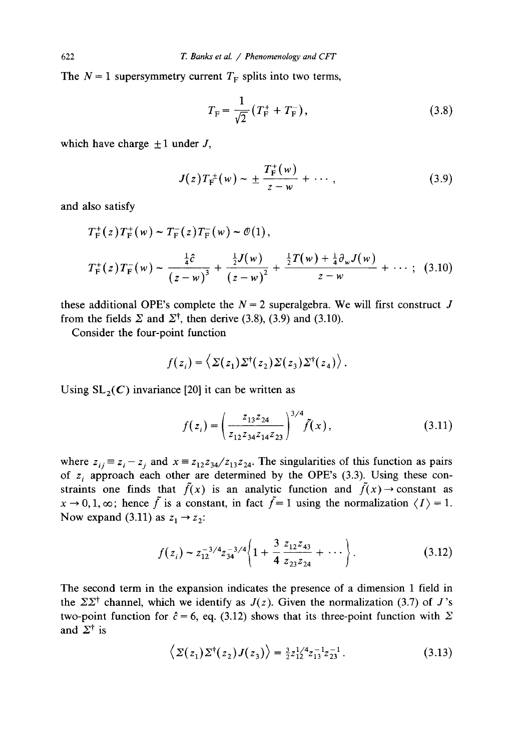The $N = 1$ supersymmetry current $T_F$ splits into two terms,

$$T_F = \frac{1}{\sqrt{2}}(T_F^+ + T_F^-), \tag{3.8}$$

which have charge $\pm 1$ under $J$,

$$J(z) T_F^{\pm}(w) \sim \pm \frac{T_F^{\pm}(w)}{z - w} + \cdots, \tag{3.9}$$

and also satisfy

$$T_F^+(z) T_F^+(w) \sim T_F^-(z) T_F^-(w) \sim \mathcal{O}(1),$$

$$T_F^+(z) T_F^-(w) \sim \frac{\frac{1}{4}\hat{c}}{(z-w)^3} + \frac{\frac{1}{2}J(w)}{(z-w)^2} + \frac{\frac{1}{2}T(w) + \frac{1}{4}\partial_w J(w)}{z - w} + \cdots; \tag{3.10}$$

these additional OPE's complete the $N = 2$ superalgebra. We will first construct $J$ from the fields $\Sigma$ and $\Sigma^\dagger$, then derive (3.8), (3.9) and (3.10).

Consider the four-point function

$$f(z_i) = \langle \Sigma(z_1) \Sigma^\dagger(z_2) \Sigma(z_3) \Sigma^\dagger(z_4) \rangle.$$

Using $SL_2(\boldsymbol{C})$ invariance [20] it can be written as

$$f(z_i) = \left( \frac{z_{13} z_{24}}{z_{12} z_{34} z_{14} z_{23}} \right)^{3/4} \tilde{f}(x), \tag{3.11}$$

where $z_{ij} \equiv z_i - z_j$ and $x \equiv z_{12} z_{34} / z_{13} z_{24}$. The singularities of this function as pairs of $z_i$ approach each other are determined by the OPE's (3.3). Using these constraints one finds that $\tilde{f}(x)$ is an analytic function and $\tilde{f}(x) \to$ constant as $x \to 0, 1, \infty$; hence $\tilde{f}$ is a constant, in fact $\tilde{f} = 1$ using the normalization $\langle I \rangle = 1$. Now expand (3.11) as $z_1 \to z_2$:

$$f(z_i) \sim z_{12}^{-3/4} z_{34}^{-3/4} \left\{ 1 + \frac{3}{4} \frac{z_{12} z_{43}}{z_{23} z_{24}} + \cdots \right\}. \tag{3.12}$$

The second term in the expansion indicates the presence of a dimension 1 field in the $\Sigma \Sigma^\dagger$ channel, which we identify as $J(z)$. Given the normalization (3.7) of $J$'s two-point function for $\hat{c} = 6$, eq. (3.12) shows that its three-point function with $\Sigma$ and $\Sigma^\dagger$ is

$$\langle \Sigma(z_1) \Sigma^\dagger(z_2) J(z_3) \rangle = \tfrac{3}{2} z_{12}^{1/4} z_{13}^{-1} z_{23}^{-1}. \tag{3.13}$$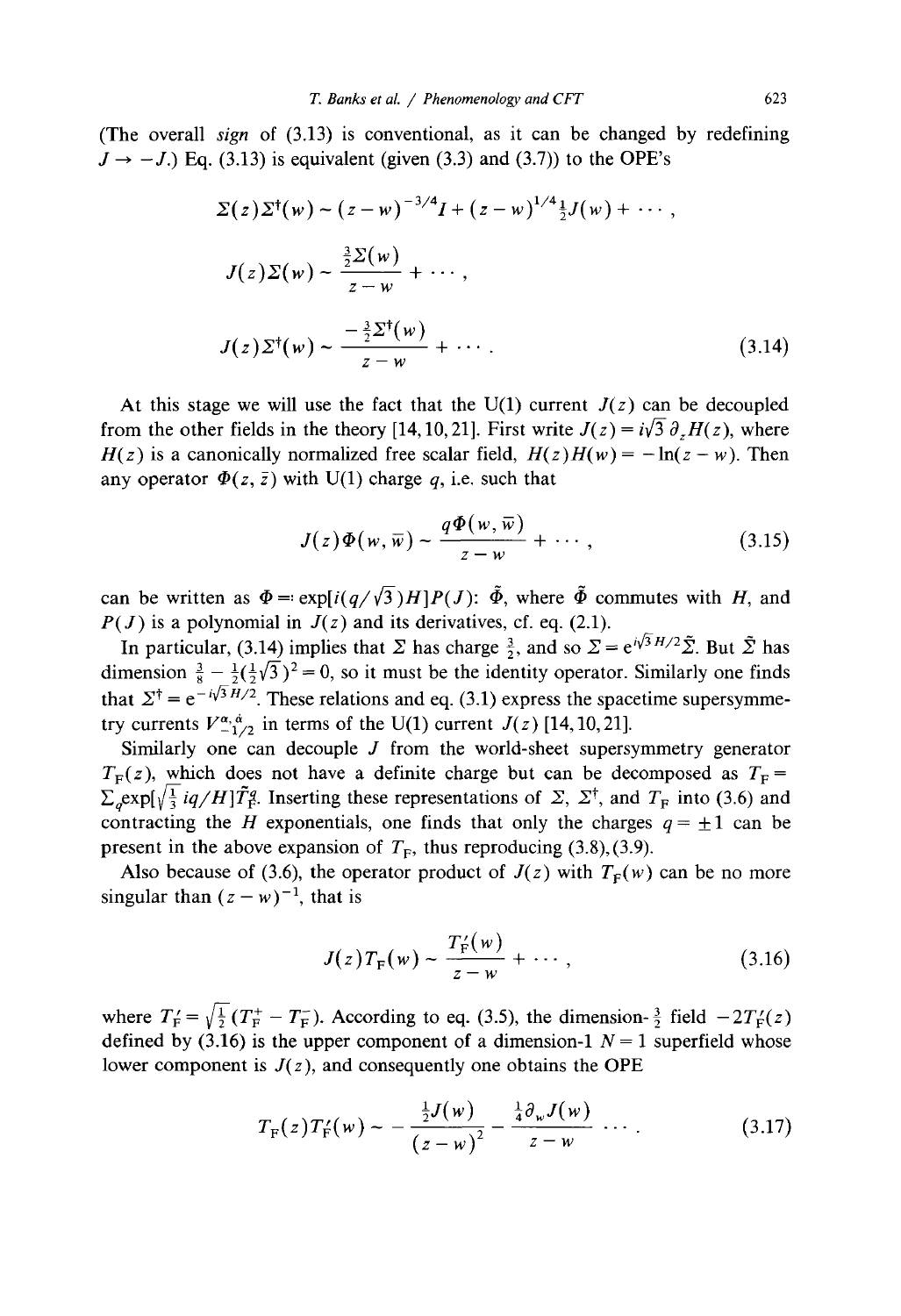(The overall *sign* of (3.13) is conventional, as it can be changed by redefining $J \to -J$.) Eq. (3.13) is equivalent (given (3.3) and (3.7)) to the OPE's

$$
\begin{aligned}
\Sigma(z)\Sigma^{\dagger}(w) &\sim (z-w)^{-3/4}I + (z-w)^{1/4}\tfrac{1}{2}J(w) + \cdots, \\
J(z)\Sigma(w) &\sim \frac{\tfrac{3}{2}\Sigma(w)}{z-w} + \cdots, \\
J(z)\Sigma^{\dagger}(w) &\sim \frac{-\tfrac{3}{2}\Sigma^{\dagger}(w)}{z-w} + \cdots.
\end{aligned}
\tag{3.14}
$$

At this stage we will use the fact that the U(1) current $J(z)$ can be decoupled from the other fields in the theory [14,10,21]. First write $J(z) = i\sqrt{3}\,\partial_z H(z)$, where $H(z)$ is a canonically normalized free scalar field, $H(z)H(w) = -\ln(z-w)$. Then any operator $\Phi(z,\bar{z})$ with U(1) charge $q$, i.e. such that

$$
J(z)\Phi(w,\bar{w}) \sim \frac{q\Phi(w,\bar{w})}{z-w} + \cdots,
\tag{3.15}
$$

can be written as $\Phi =: \exp[i(q/\sqrt{3})H]P(J): \tilde{\Phi}$, where $\tilde{\Phi}$ commutes with $H$, and $P(J)$ is a polynomial in $J(z)$ and its derivatives, cf. eq. (2.1).

In particular, (3.14) implies that $\Sigma$ has charge $\frac{3}{2}$, and so $\Sigma = e^{i\sqrt{3}H/2}\tilde{\Sigma}$. But $\tilde{\Sigma}$ has dimension $\frac{3}{8} - \frac{1}{2}(\frac{1}{2}\sqrt{3})^2 = 0$, so it must be the identity operator. Similarly one finds that $\Sigma^{\dagger} = e^{-i\sqrt{3}H/2}$. These relations and eq. (3.1) express the spacetime supersymmetry currents $V^{\alpha,\dot{\alpha}}_{-1/2}$ in terms of the U(1) current $J(z)$ [14,10,21].

Similarly one can decouple $J$ from the world-sheet supersymmetry generator $T_F(z)$, which does not have a definite charge but can be decomposed as $T_F = \sum_q \exp[\sqrt{\frac{1}{3}}\, iq/H]\tilde{T}^q_F$. Inserting these representations of $\Sigma$, $\Sigma^{\dagger}$, and $T_F$ into (3.6) and contracting the $H$ exponentials, one finds that only the charges $q = \pm 1$ can be present in the above expansion of $T_F$, thus reproducing (3.8),(3.9).

Also because of (3.6), the operator product of $J(z)$ with $T_F(w)$ can be no more singular than $(z-w)^{-1}$, that is

$$
J(z)T_F(w) \sim \frac{T'_F(w)}{z-w} + \cdots,
\tag{3.16}
$$

where $T'_F = \sqrt{\frac{1}{2}}(T^+_F - T^-_F)$. According to eq. (3.5), the dimension-$\frac{3}{2}$ field $-2T'_F(z)$ defined by (3.16) is the upper component of a dimension-1 $N=1$ superfield whose lower component is $J(z)$, and consequently one obtains the OPE

$$
T_F(z)T'_F(w) \sim -\frac{\frac{1}{2}J(w)}{(z-w)^2} - \frac{\frac{1}{4}\partial_w J(w)}{z-w} \cdots.
\tag{3.17}
$$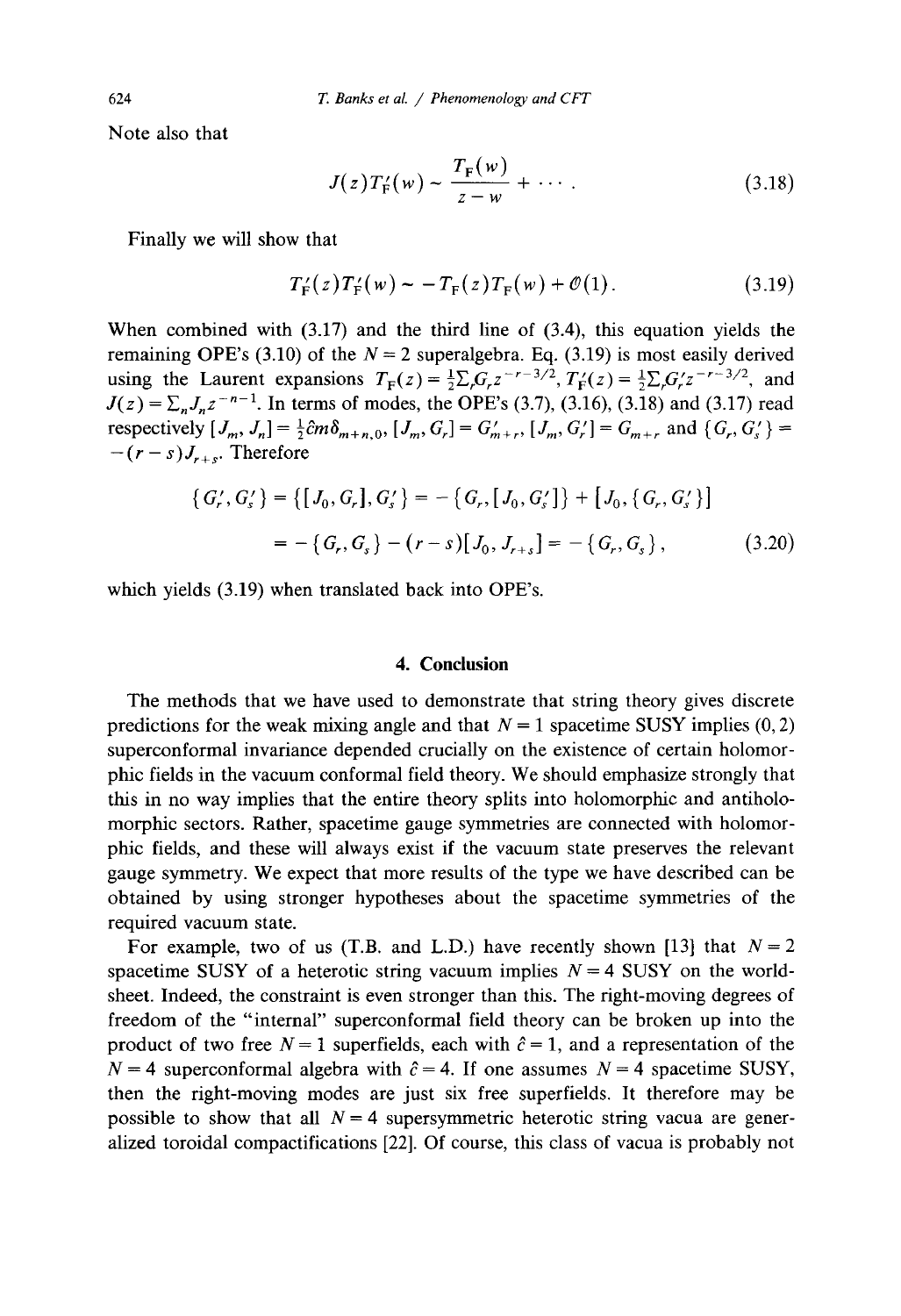Note also that

$$J(z)T'_{\rm F}(w) \sim \frac{T_{\rm F}(w)}{z-w} + \cdots . \tag{3.18}$$

Finally we will show that

$$T'_{\rm F}(z)T'_{\rm F}(w) \sim -T_{\rm F}(z)T_{\rm F}(w) + \mathcal{O}(1) . \tag{3.19}$$

When combined with (3.17) and the third line of (3.4), this equation yields the remaining OPE's (3.10) of the $N=2$ superalgebra. Eq. (3.19) is most easily derived using the Laurent expansions $T_{\rm F}(z) = \frac{1}{2}\Sigma_r G_r z^{-r-3/2}$, $T'_{\rm F}(z) = \frac{1}{2}\Sigma_r G'_r z^{-r-3/2}$, and $J(z) = \Sigma_n J_n z^{-n-1}$. In terms of modes, the OPE's (3.7), (3.16), (3.18) and (3.17) read respectively $[J_m, J_n] = \frac{1}{3}\hat{c}m\delta_{m+n,0}$, $[J_m, G_r] = G'_{m+r}$, $[J_m, G'_r] = G_{m+r}$ and $\{G_r, G'_s\} = -(r-s)J_{r+s}$. Therefore

$$\begin{aligned} \{G'_r, G'_s\} &= \{[J_0, G_r], G'_s\} = -\{G_r, [J_0, G'_s]\} + [J_0, \{G_r, G'_s\}] \\ &= -\{G_r, G_s\} - (r-s)[J_0, J_{r+s}] = -\{G_r, G_s\} , \end{aligned} \tag{3.20}$$

which yields (3.19) when translated back into OPE's.

## 4. Conclusion

The methods that we have used to demonstrate that string theory gives discrete predictions for the weak mixing angle and that $N=1$ spacetime SUSY implies (0, 2) superconformal invariance depended crucially on the existence of certain holomorphic fields in the vacuum conformal field theory. We should emphasize strongly that this in no way implies that the entire theory splits into holomorphic and antiholomorphic sectors. Rather, spacetime gauge symmetries are connected with holomorphic fields, and these will always exist if the vacuum state preserves the relevant gauge symmetry. We expect that more results of the type we have described can be obtained by using stronger hypotheses about the spacetime symmetries of the required vacuum state.

For example, two of us (T.B. and L.D.) have recently shown [13] that $N=2$ spacetime SUSY of a heterotic string vacuum implies $N=4$ SUSY on the worldsheet. Indeed, the constraint is even stronger than this. The right-moving degrees of freedom of the "internal" superconformal field theory can be broken up into the product of two free $N=1$ superfields, each with $\hat{c}=1$, and a representation of the $N=4$ superconformal algebra with $\hat{c}=4$. If one assumes $N=4$ spacetime SUSY, then the right-moving modes are just six free superfields. It therefore may be possible to show that all $N=4$ supersymmetric heterotic string vacua are generalized toroidal compactifications [22]. Of course, this class of vacua is probably not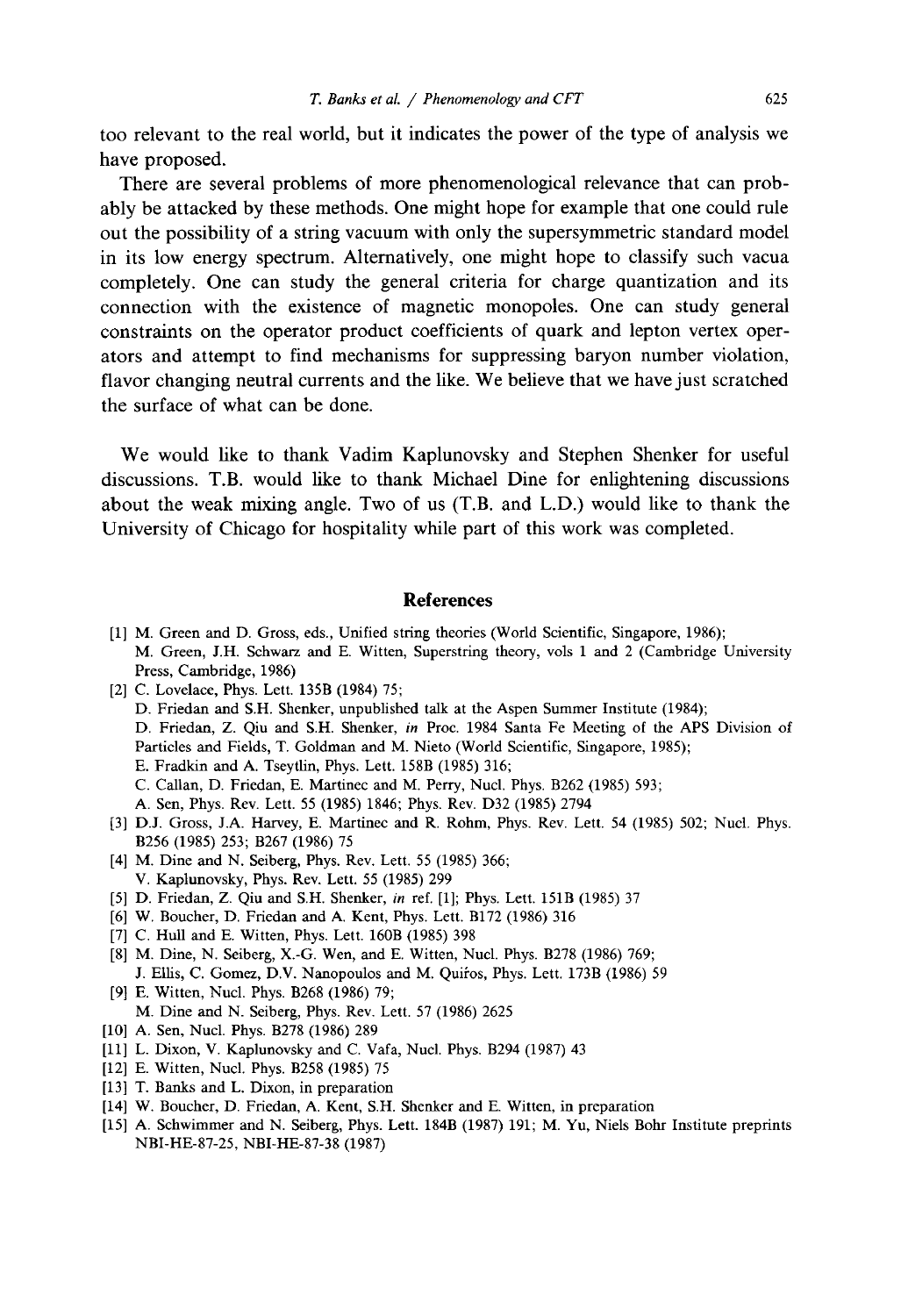too relevant to the real world, but it indicates the power of the type of analysis we have proposed.

There are several problems of more phenomenological relevance that can probably be attacked by these methods. One might hope for example that one could rule out the possibility of a string vacuum with only the supersymmetric standard model in its low energy spectrum. Alternatively, one might hope to classify such vacua completely. One can study the general criteria for charge quantization and its connection with the existence of magnetic monopoles. One can study general constraints on the operator product coefficients of quark and lepton vertex operators and attempt to find mechanisms for suppressing baryon number violation, flavor changing neutral currents and the like. We believe that we have just scratched the surface of what can be done.

We would like to thank Vadim Kaplunovsky and Stephen Shenker for useful discussions. T.B. would like to thank Michael Dine for enlightening discussions about the weak mixing angle. Two of us (T.B. and L.D.) would like to thank the University of Chicago for hospitality while part of this work was completed.

## References

[1] M. Green and D. Gross, eds., Unified string theories (World Scientific, Singapore, 1986); M. Green, J.H. Schwarz and E. Witten, Superstring theory, vols 1 and 2 (Cambridge University Press, Cambridge, 1986)

[2] C. Lovelace, Phys. Lett. 135B (1984) 75;
D. Friedan and S.H. Shenker, unpublished talk at the Aspen Summer Institute (1984);
D. Friedan, Z. Qiu and S.H. Shenker, *in* Proc. 1984 Santa Fe Meeting of the APS Division of Particles and Fields, T. Goldman and M. Nieto (World Scientific, Singapore, 1985);
E. Fradkin and A. Tseytlin, Phys. Lett. 158B (1985) 316;
C. Callan, D. Friedan, E. Martinec and M. Perry, Nucl. Phys. B262 (1985) 593;
A. Sen, Phys. Rev. Lett. 55 (1985) 1846; Phys. Rev. D32 (1985) 2794

[3] D.J. Gross, J.A. Harvey, E. Martinec and R. Rohm, Phys. Rev. Lett. 54 (1985) 502; Nucl. Phys. B256 (1985) 253; B267 (1986) 75

[4] M. Dine and N. Seiberg, Phys. Rev. Lett. 55 (1985) 366;
V. Kaplunovsky, Phys. Rev. Lett. 55 (1985) 299

[5] D. Friedan, Z. Qiu and S.H. Shenker, *in* ref. [1]; Phys. Lett. 151B (1985) 37

[6] W. Boucher, D. Friedan and A. Kent, Phys. Lett. B172 (1986) 316

[7] C. Hull and E. Witten, Phys. Lett. 160B (1985) 398

[8] M. Dine, N. Seiberg, X.-G. Wen, and E. Witten, Nucl. Phys. B278 (1986) 769;
J. Ellis, C. Gomez, D.V. Nanopoulos and M. Quiños, Phys. Lett. 173B (1986) 59

[9] E. Witten, Nucl. Phys. B268 (1986) 79;
M. Dine and N. Seiberg, Phys. Rev. Lett. 57 (1986) 2625

[10] A. Sen, Nucl. Phys. B278 (1986) 289

[11] L. Dixon, V. Kaplunovsky and C. Vafa, Nucl. Phys. B294 (1987) 43

[12] E. Witten, Nucl. Phys. B258 (1985) 75

[13] T. Banks and L. Dixon, in preparation

[14] W. Boucher, D. Friedan, A. Kent, S.H. Shenker and E. Witten, in preparation

[15] A. Schwimmer and N. Seiberg, Phys. Lett. 184B (1987) 191; M. Yu, Niels Bohr Institute preprints NBI-HE-87-25, NBI-HE-87-38 (1987)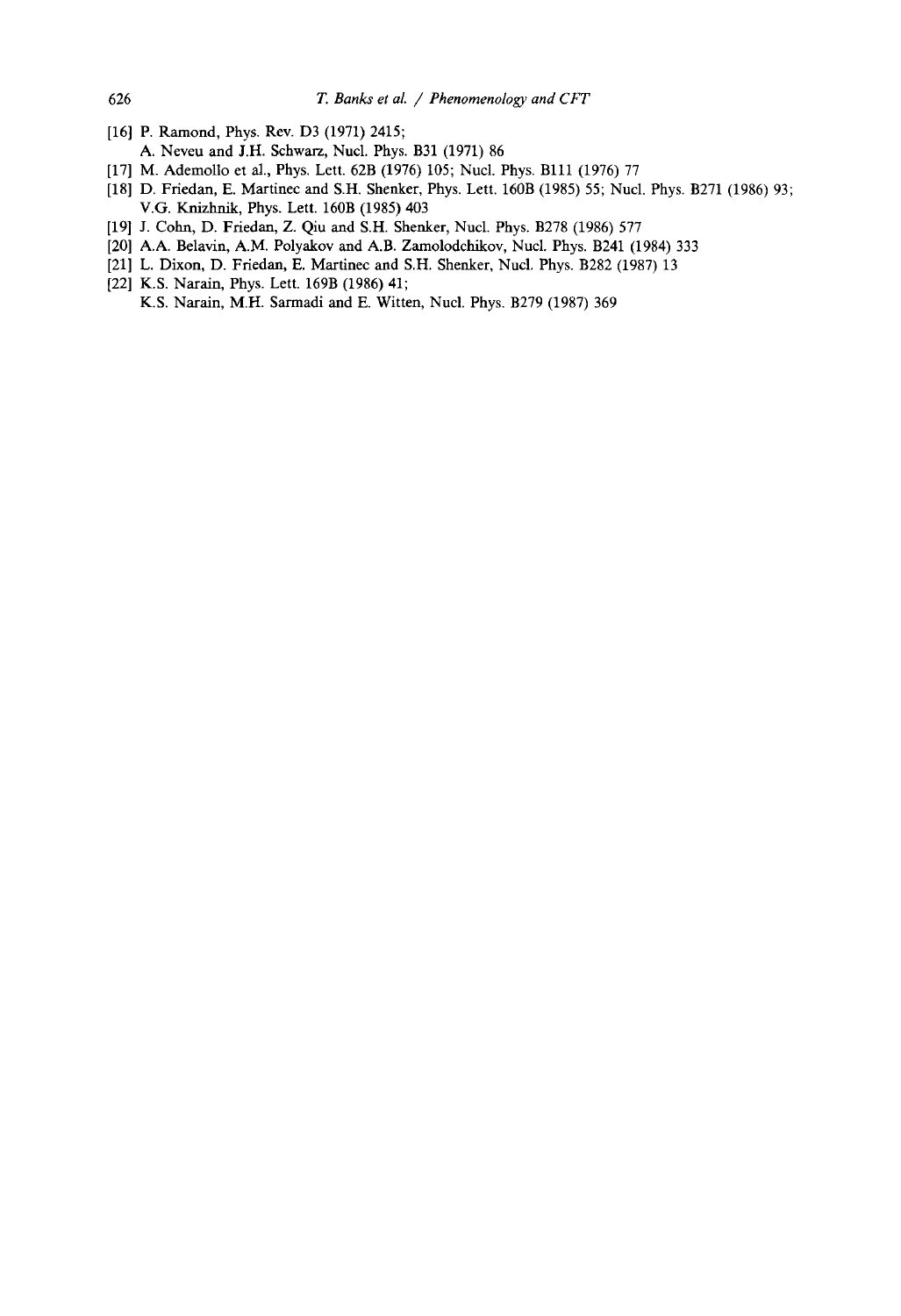[16] P. Ramond, Phys. Rev. D3 (1971) 2415;
A. Neveu and J.H. Schwarz, Nucl. Phys. B31 (1971) 86

[17] M. Ademollo et al., Phys. Lett. 62B (1976) 105; Nucl. Phys. B111 (1976) 77

[18] D. Friedan, E. Martinec and S.H. Shenker, Phys. Lett. 160B (1985) 55; Nucl. Phys. B271 (1986) 93;
V.G. Knizhnik, Phys. Lett. 160B (1985) 403

[19] J. Cohn, D. Friedan, Z. Qiu and S.H. Shenker, Nucl. Phys. B278 (1986) 577

[20] A.A. Belavin, A.M. Polyakov and A.B. Zamolodchikov, Nucl. Phys. B241 (1984) 333

[21] L. Dixon, D. Friedan, E. Martinec and S.H. Shenker, Nucl. Phys. B282 (1987) 13

[22] K.S. Narain, Phys. Lett. 169B (1986) 41;
K.S. Narain, M.H. Sarmadi and E. Witten, Nucl. Phys. B279 (1987) 369